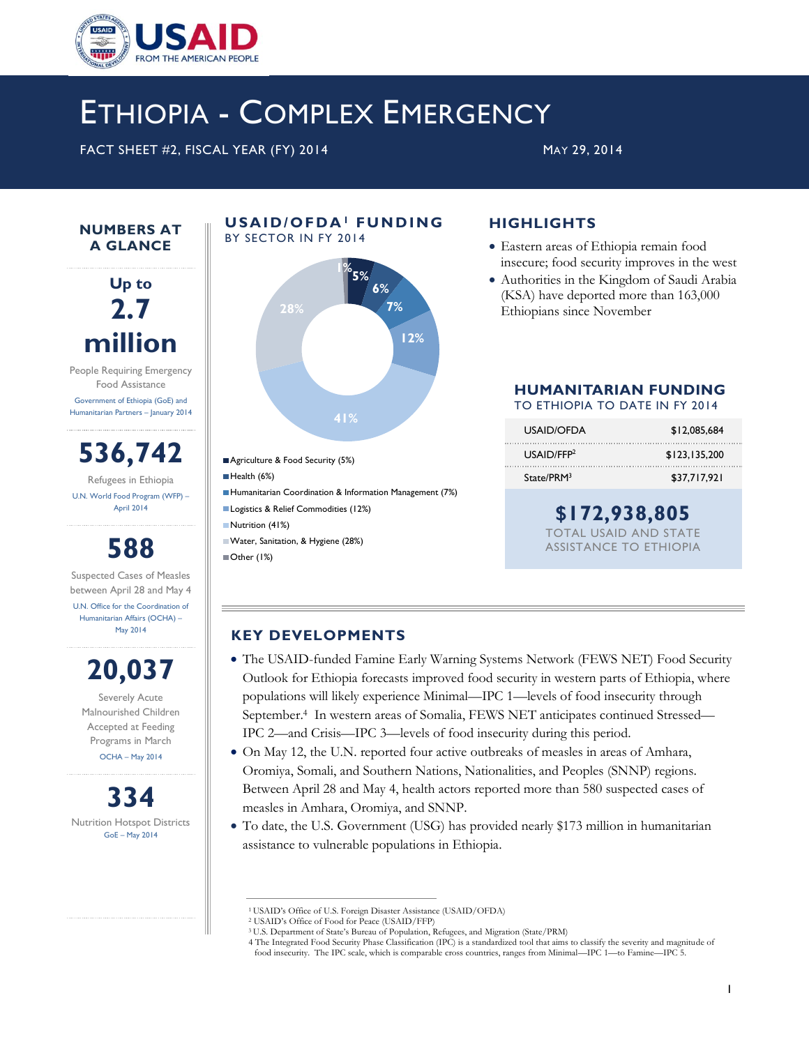USAID FROM THE AMERICAN PEOPLE

# ETHIOPIA - COMPLEX EMERGENCY

FACT SHEET #2, FISCAL YEAR (FY) 2014 — MAY 29, 2014

## NUMBERS AT A GLANCE

**Up to 2.7 million**
People Requiring Emergency Food Assistance
Government of Ethiopia (GoE) and Humanitarian Partners – January 2014

**536,742**
Refugees in Ethiopia
U.N. World Food Program (WFP) – April 2014

**588**
Suspected Cases of Measles between April 28 and May 4
U.N. Office for the Coordination of Humanitarian Affairs (OCHA) – May 2014

**20,037**
Severely Acute Malnourished Children Accepted at Feeding Programs in March
OCHA – May 2014

**334**
Nutrition Hotspot Districts
GoE – May 2014

## USAID/OFDA[1] FUNDING BY SECTOR IN FY 2014

- Agriculture & Food Security (5%)
- Health (6%)
- Humanitarian Coordination & Information Management (7%)
- Logistics & Relief Commodities (12%)
- Nutrition (41%)
- Water, Sanitation, & Hygiene (28%)
- Other (1%)

## HIGHLIGHTS

- Eastern areas of Ethiopia remain food insecure; food security improves in the west
- Authorities in the Kingdom of Saudi Arabia (KSA) have deported more than 163,000 Ethiopians since November

## HUMANITARIAN FUNDING TO ETHIOPIA TO DATE IN FY 2014

| | |
|---|---|
| USAID/OFDA | $12,085,684 |
| USAID/FFP[2] | $123,135,200 |
| State/PRM[3] | $37,717,921 |

**$172,938,805**
TOTAL USAID AND STATE ASSISTANCE TO ETHIOPIA

## KEY DEVELOPMENTS

- The USAID-funded Famine Early Warning Systems Network (FEWS NET) Food Security Outlook for Ethiopia forecasts improved food security in western parts of Ethiopia, where populations will likely experience Minimal—IPC 1—levels of food insecurity through September.[4] In western areas of Somalia, FEWS NET anticipates continued Stressed—IPC 2—and Crisis—IPC 3—levels of food insecurity during this period.
- On May 12, the U.N. reported four active outbreaks of measles in areas of Amhara, Oromiya, Somali, and Southern Nations, Nationalities, and Peoples (SNNP) regions. Between April 28 and May 4, health actors reported more than 580 suspected cases of measles in Amhara, Oromiya, and SNNP.
- To date, the U.S. Government (USG) has provided nearly $173 million in humanitarian assistance to vulnerable populations in Ethiopia.

---

[1] USAID's Office of U.S. Foreign Disaster Assistance (USAID/OFDA)
[2] USAID's Office of Food for Peace (USAID/FFP)
[3] U.S. Department of State's Bureau of Population, Refugees, and Migration (State/PRM)
[4] The Integrated Food Security Phase Classification (IPC) is a standardized tool that aims to classify the severity and magnitude of food insecurity. The IPC scale, which is comparable cross countries, ranges from Minimal—IPC 1—to Famine—IPC 5.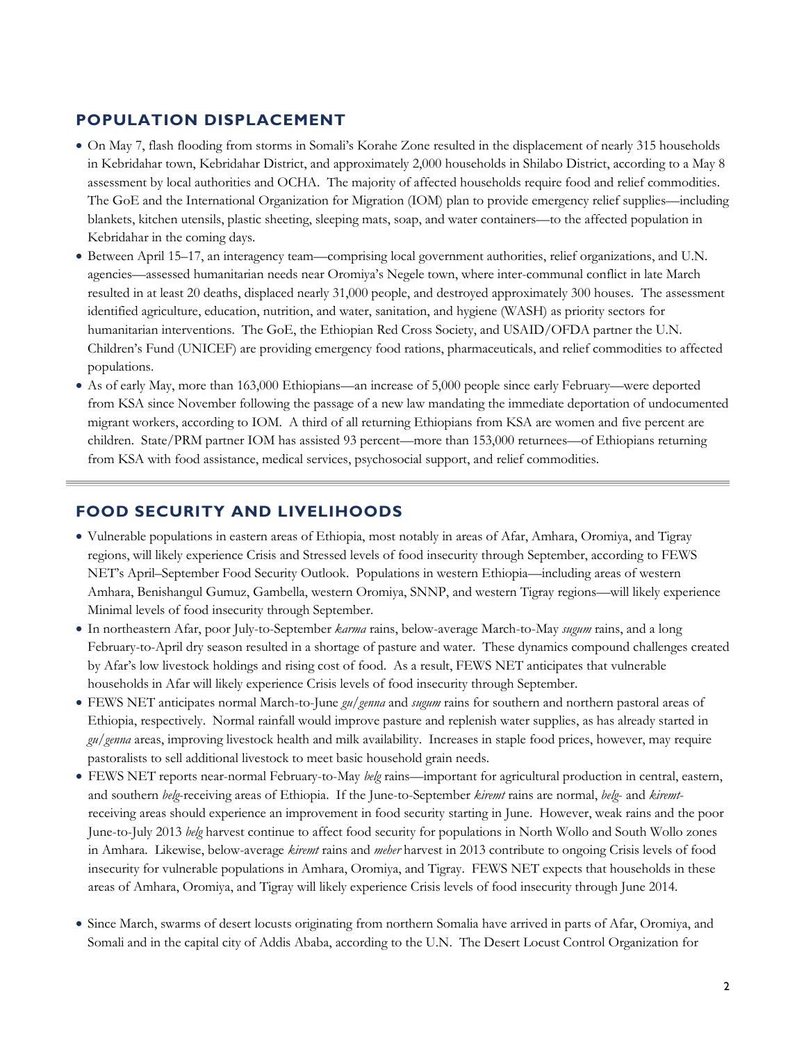## POPULATION DISPLACEMENT

- On May 7, flash flooding from storms in Somali's Korahe Zone resulted in the displacement of nearly 315 households in Kebridahar town, Kebridahar District, and approximately 2,000 households in Shilabo District, according to a May 8 assessment by local authorities and OCHA. The majority of affected households require food and relief commodities. The GoE and the International Organization for Migration (IOM) plan to provide emergency relief supplies—including blankets, kitchen utensils, plastic sheeting, sleeping mats, soap, and water containers—to the affected population in Kebridahar in the coming days.
- Between April 15–17, an interagency team—comprising local government authorities, relief organizations, and U.N. agencies—assessed humanitarian needs near Oromiya's Negele town, where inter-communal conflict in late March resulted in at least 20 deaths, displaced nearly 31,000 people, and destroyed approximately 300 houses. The assessment identified agriculture, education, nutrition, and water, sanitation, and hygiene (WASH) as priority sectors for humanitarian interventions. The GoE, the Ethiopian Red Cross Society, and USAID/OFDA partner the U.N. Children's Fund (UNICEF) are providing emergency food rations, pharmaceuticals, and relief commodities to affected populations.
- As of early May, more than 163,000 Ethiopians—an increase of 5,000 people since early February—were deported from KSA since November following the passage of a new law mandating the immediate deportation of undocumented migrant workers, according to IOM. A third of all returning Ethiopians from KSA are women and five percent are children. State/PRM partner IOM has assisted 93 percent—more than 153,000 returnees—of Ethiopians returning from KSA with food assistance, medical services, psychosocial support, and relief commodities.

## FOOD SECURITY AND LIVELIHOODS

- Vulnerable populations in eastern areas of Ethiopia, most notably in areas of Afar, Amhara, Oromiya, and Tigray regions, will likely experience Crisis and Stressed levels of food insecurity through September, according to FEWS NET's April–September Food Security Outlook. Populations in western Ethiopia—including areas of western Amhara, Benishangul Gumuz, Gambella, western Oromiya, SNNP, and western Tigray regions—will likely experience Minimal levels of food insecurity through September.
- In northeastern Afar, poor July-to-September *karma* rains, below-average March-to-May *sugum* rains, and a long February-to-April dry season resulted in a shortage of pasture and water. These dynamics compound challenges created by Afar's low livestock holdings and rising cost of food. As a result, FEWS NET anticipates that vulnerable households in Afar will likely experience Crisis levels of food insecurity through September.
- FEWS NET anticipates normal March-to-June *gu/genna* and *sugum* rains for southern and northern pastoral areas of Ethiopia, respectively. Normal rainfall would improve pasture and replenish water supplies, as has already started in *gu/genna* areas, improving livestock health and milk availability. Increases in staple food prices, however, may require pastoralists to sell additional livestock to meet basic household grain needs.
- FEWS NET reports near-normal February-to-May *belg* rains—important for agricultural production in central, eastern, and southern *belg*-receiving areas of Ethiopia. If the June-to-September *kiremt* rains are normal, *belg*- and *kiremt*-receiving areas should experience an improvement in food security starting in June. However, weak rains and the poor June-to-July 2013 *belg* harvest continue to affect food security for populations in North Wollo and South Wollo zones in Amhara. Likewise, below-average *kiremt* rains and *meher* harvest in 2013 contribute to ongoing Crisis levels of food insecurity for vulnerable populations in Amhara, Oromiya, and Tigray. FEWS NET expects that households in these areas of Amhara, Oromiya, and Tigray will likely experience Crisis levels of food insecurity through June 2014.
- Since March, swarms of desert locusts originating from northern Somalia have arrived in parts of Afar, Oromiya, and Somali and in the capital city of Addis Ababa, according to the U.N. The Desert Locust Control Organization for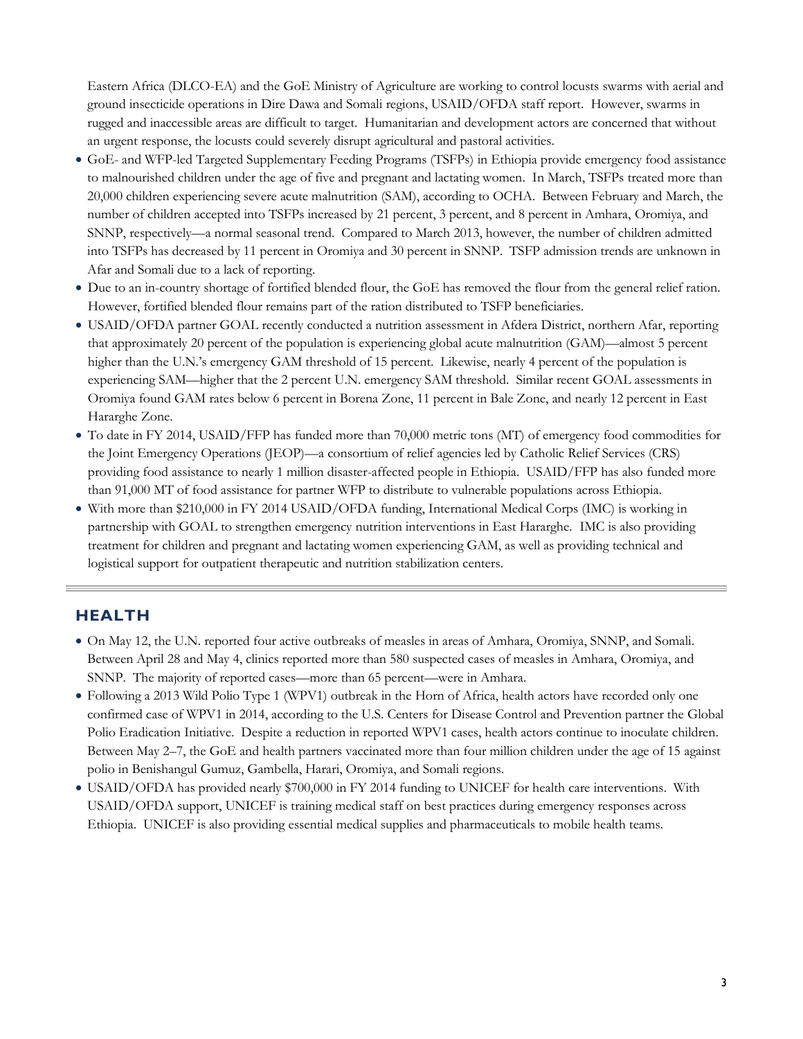Eastern Africa (DLCO-EA) and the GoE Ministry of Agriculture are working to control locusts swarms with aerial and ground insecticide operations in Dire Dawa and Somali regions, USAID/OFDA staff report. However, swarms in rugged and inaccessible areas are difficult to target. Humanitarian and development actors are concerned that without an urgent response, the locusts could severely disrupt agricultural and pastoral activities.

- GoE- and WFP-led Targeted Supplementary Feeding Programs (TSFPs) in Ethiopia provide emergency food assistance to malnourished children under the age of five and pregnant and lactating women. In March, TSFPs treated more than 20,000 children experiencing severe acute malnutrition (SAM), according to OCHA. Between February and March, the number of children accepted into TSFPs increased by 21 percent, 3 percent, and 8 percent in Amhara, Oromiya, and SNNP, respectively—a normal seasonal trend. Compared to March 2013, however, the number of children admitted into TSFPs has decreased by 11 percent in Oromiya and 30 percent in SNNP. TSFP admission trends are unknown in Afar and Somali due to a lack of reporting.
- Due to an in-country shortage of fortified blended flour, the GoE has removed the flour from the general relief ration. However, fortified blended flour remains part of the ration distributed to TSFP beneficiaries.
- USAID/OFDA partner GOAL recently conducted a nutrition assessment in Afdera District, northern Afar, reporting that approximately 20 percent of the population is experiencing global acute malnutrition (GAM)—almost 5 percent higher than the U.N.'s emergency GAM threshold of 15 percent. Likewise, nearly 4 percent of the population is experiencing SAM—higher that the 2 percent U.N. emergency SAM threshold. Similar recent GOAL assessments in Oromiya found GAM rates below 6 percent in Borena Zone, 11 percent in Bale Zone, and nearly 12 percent in East Hararghe Zone.
- To date in FY 2014, USAID/FFP has funded more than 70,000 metric tons (MT) of emergency food commodities for the Joint Emergency Operations (JEOP)—a consortium of relief agencies led by Catholic Relief Services (CRS) providing food assistance to nearly 1 million disaster-affected people in Ethiopia. USAID/FFP has also funded more than 91,000 MT of food assistance for partner WFP to distribute to vulnerable populations across Ethiopia.
- With more than $210,000 in FY 2014 USAID/OFDA funding, International Medical Corps (IMC) is working in partnership with GOAL to strengthen emergency nutrition interventions in East Hararghe. IMC is also providing treatment for children and pregnant and lactating women experiencing GAM, as well as providing technical and logistical support for outpatient therapeutic and nutrition stabilization centers.

## HEALTH

- On May 12, the U.N. reported four active outbreaks of measles in areas of Amhara, Oromiya, SNNP, and Somali. Between April 28 and May 4, clinics reported more than 580 suspected cases of measles in Amhara, Oromiya, and SNNP. The majority of reported cases—more than 65 percent—were in Amhara.
- Following a 2013 Wild Polio Type 1 (WPV1) outbreak in the Horn of Africa, health actors have recorded only one confirmed case of WPV1 in 2014, according to the U.S. Centers for Disease Control and Prevention partner the Global Polio Eradication Initiative. Despite a reduction in reported WPV1 cases, health actors continue to inoculate children. Between May 2–7, the GoE and health partners vaccinated more than four million children under the age of 15 against polio in Benishangul Gumuz, Gambella, Harari, Oromiya, and Somali regions.
- USAID/OFDA has provided nearly $700,000 in FY 2014 funding to UNICEF for health care interventions. With USAID/OFDA support, UNICEF is training medical staff on best practices during emergency responses across Ethiopia. UNICEF is also providing essential medical supplies and pharmaceuticals to mobile health teams.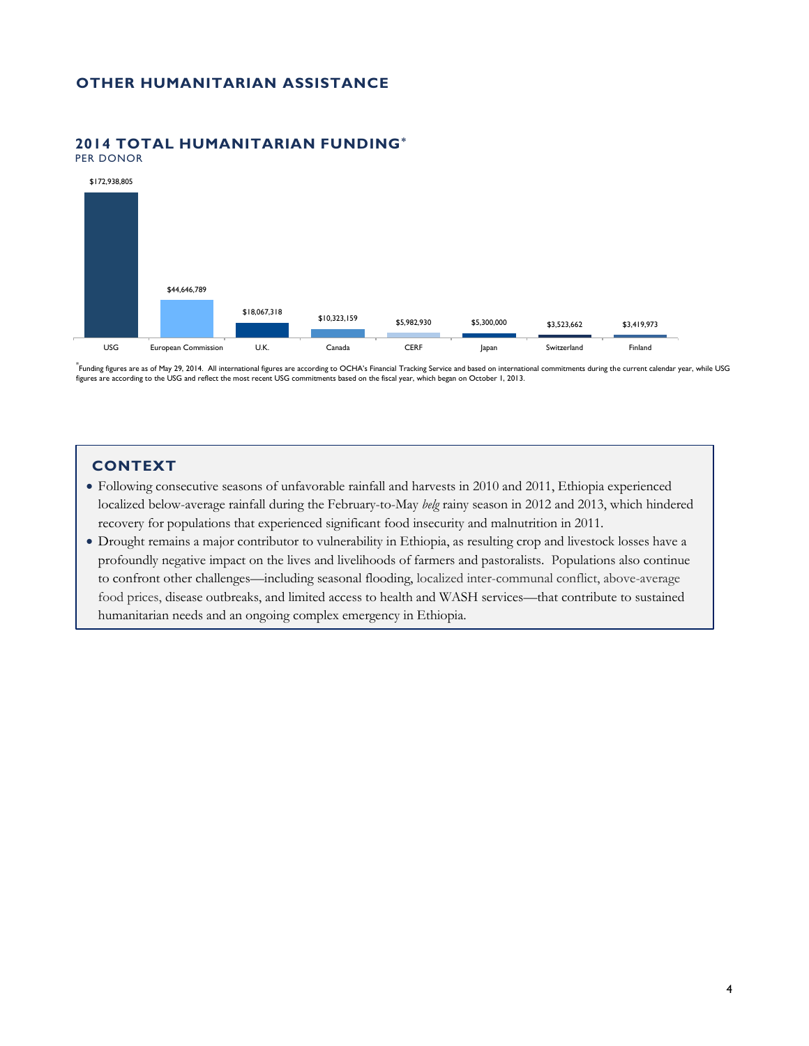## OTHER HUMANITARIAN ASSISTANCE

### 2014 TOTAL HUMANITARIAN FUNDING*

PER DONOR

| Donor | Funding |
|---|---|
| USG | $172,938,805 |
| European Commission | $44,646,789 |
| U.K. | $18,067,318 |
| Canada | $10,323,159 |
| CERF | $5,982,930 |
| Japan | $5,300,000 |
| Switzerland | $3,523,662 |
| Finland | $3,419,973 |

*Funding figures are as of May 29, 2014. All international figures are according to OCHA's Financial Tracking Service and based on international commitments during the current calendar year, while USG figures are according to the USG and reflect the most recent USG commitments based on the fiscal year, which began on October 1, 2013.

## CONTEXT

- Following consecutive seasons of unfavorable rainfall and harvests in 2010 and 2011, Ethiopia experienced localized below-average rainfall during the February-to-May *belg* rainy season in 2012 and 2013, which hindered recovery for populations that experienced significant food insecurity and malnutrition in 2011.
- Drought remains a major contributor to vulnerability in Ethiopia, as resulting crop and livestock losses have a profoundly negative impact on the lives and livelihoods of farmers and pastoralists. Populations also continue to confront other challenges—including seasonal flooding, localized inter-communal conflict, above-average food prices, disease outbreaks, and limited access to health and WASH services—that contribute to sustained humanitarian needs and an ongoing complex emergency in Ethiopia.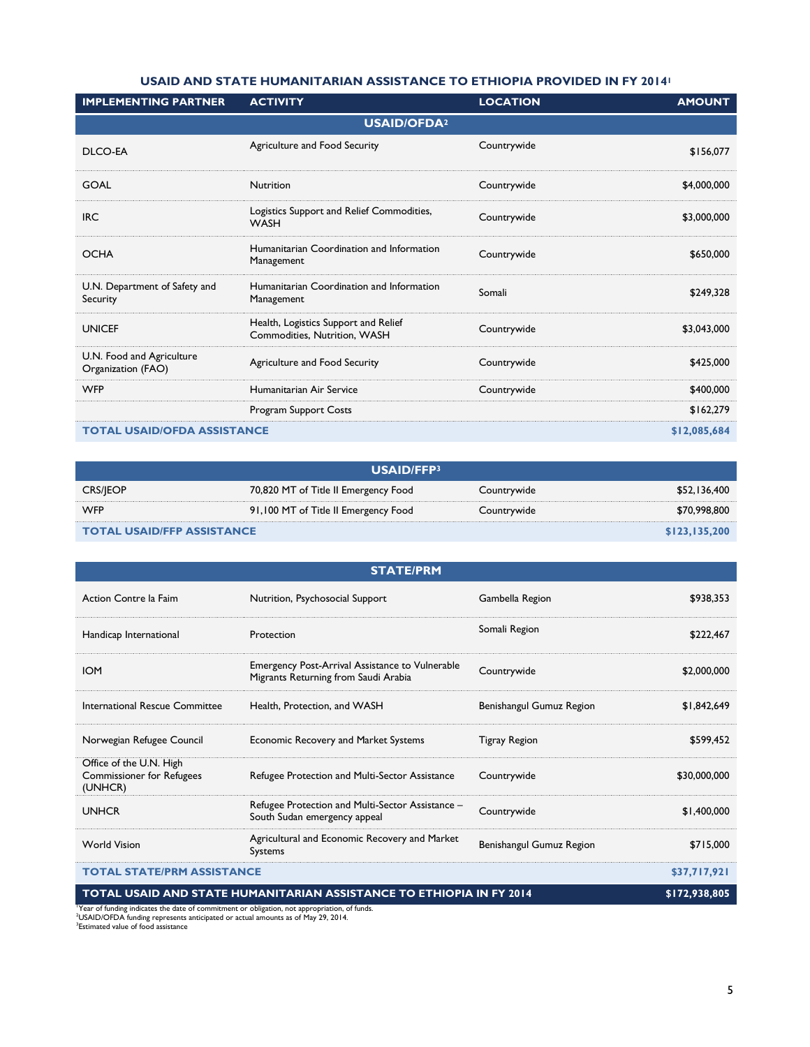### USAID AND STATE HUMANITARIAN ASSISTANCE TO ETHIOPIA PROVIDED IN FY 2014[1]

| IMPLEMENTING PARTNER | ACTIVITY | LOCATION | AMOUNT |
|---|---|---|---|
| **USAID/OFDA[2]** | | | |
| DLCO-EA | Agriculture and Food Security | Countrywide | $156,077 |
| GOAL | Nutrition | Countrywide | $4,000,000 |
| IRC | Logistics Support and Relief Commodities, WASH | Countrywide | $3,000,000 |
| OCHA | Humanitarian Coordination and Information Management | Countrywide | $650,000 |
| U.N. Department of Safety and Security | Humanitarian Coordination and Information Management | Somali | $249,328 |
| UNICEF | Health, Logistics Support and Relief Commodities, Nutrition, WASH | Countrywide | $3,043,000 |
| U.N. Food and Agriculture Organization (FAO) | Agriculture and Food Security | Countrywide | $425,000 |
| WFP | Humanitarian Air Service | Countrywide | $400,000 |
| | Program Support Costs | | $162,279 |
| **TOTAL USAID/OFDA ASSISTANCE** | | | **$12,085,684** |
| **USAID/FFP[3]** | | | |
| CRS/JEOP | 70,820 MT of Title II Emergency Food | Countrywide | $52,136,400 |
| WFP | 91,100 MT of Title II Emergency Food | Countrywide | $70,998,800 |
| **TOTAL USAID/FFP ASSISTANCE** | | | **$123,135,200** |
| **STATE/PRM** | | | |
| Action Contre la Faim | Nutrition, Psychosocial Support | Gambella Region | $938,353 |
| Handicap International | Protection | Somali Region | $222,467 |
| IOM | Emergency Post-Arrival Assistance to Vulnerable Migrants Returning from Saudi Arabia | Countrywide | $2,000,000 |
| International Rescue Committee | Health, Protection, and WASH | Benishangul Gumuz Region | $1,842,649 |
| Norwegian Refugee Council | Economic Recovery and Market Systems | Tigray Region | $599,452 |
| Office of the U.N. High Commissioner for Refugees (UNHCR) | Refugee Protection and Multi-Sector Assistance | Countrywide | $30,000,000 |
| UNHCR | Refugee Protection and Multi-Sector Assistance – South Sudan emergency appeal | Countrywide | $1,400,000 |
| World Vision | Agricultural and Economic Recovery and Market Systems | Benishangul Gumuz Region | $715,000 |
| **TOTAL STATE/PRM ASSISTANCE** | | | **$37,717,921** |
| **TOTAL USAID AND STATE HUMANITARIAN ASSISTANCE TO ETHIOPIA IN FY 2014** | | | **$172,938,805** |

[1]Year of funding indicates the date of commitment or obligation, not appropriation, of funds.
[2]USAID/OFDA funding represents anticipated or actual amounts as of May 29, 2014.
[3]Estimated value of food assistance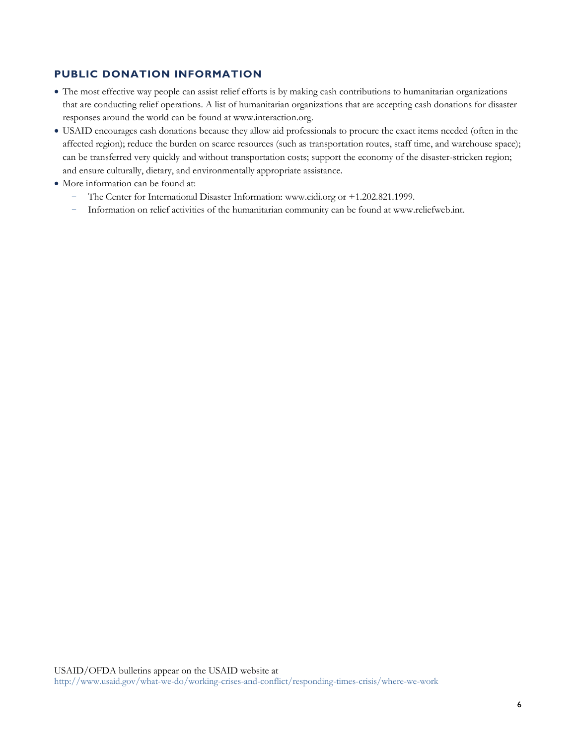## PUBLIC DONATION INFORMATION

- The most effective way people can assist relief efforts is by making cash contributions to humanitarian organizations that are conducting relief operations. A list of humanitarian organizations that are accepting cash donations for disaster responses around the world can be found at www.interaction.org.
- USAID encourages cash donations because they allow aid professionals to procure the exact items needed (often in the affected region); reduce the burden on scarce resources (such as transportation routes, staff time, and warehouse space); can be transferred very quickly and without transportation costs; support the economy of the disaster-stricken region; and ensure culturally, dietary, and environmentally appropriate assistance.
- More information can be found at:
  - The Center for International Disaster Information: www.cidi.org or +1.202.821.1999.
  - Information on relief activities of the humanitarian community can be found at www.reliefweb.int.

USAID/OFDA bulletins appear on the USAID website at
http://www.usaid.gov/what-we-do/working-crises-and-conflict/responding-times-crisis/where-we-work